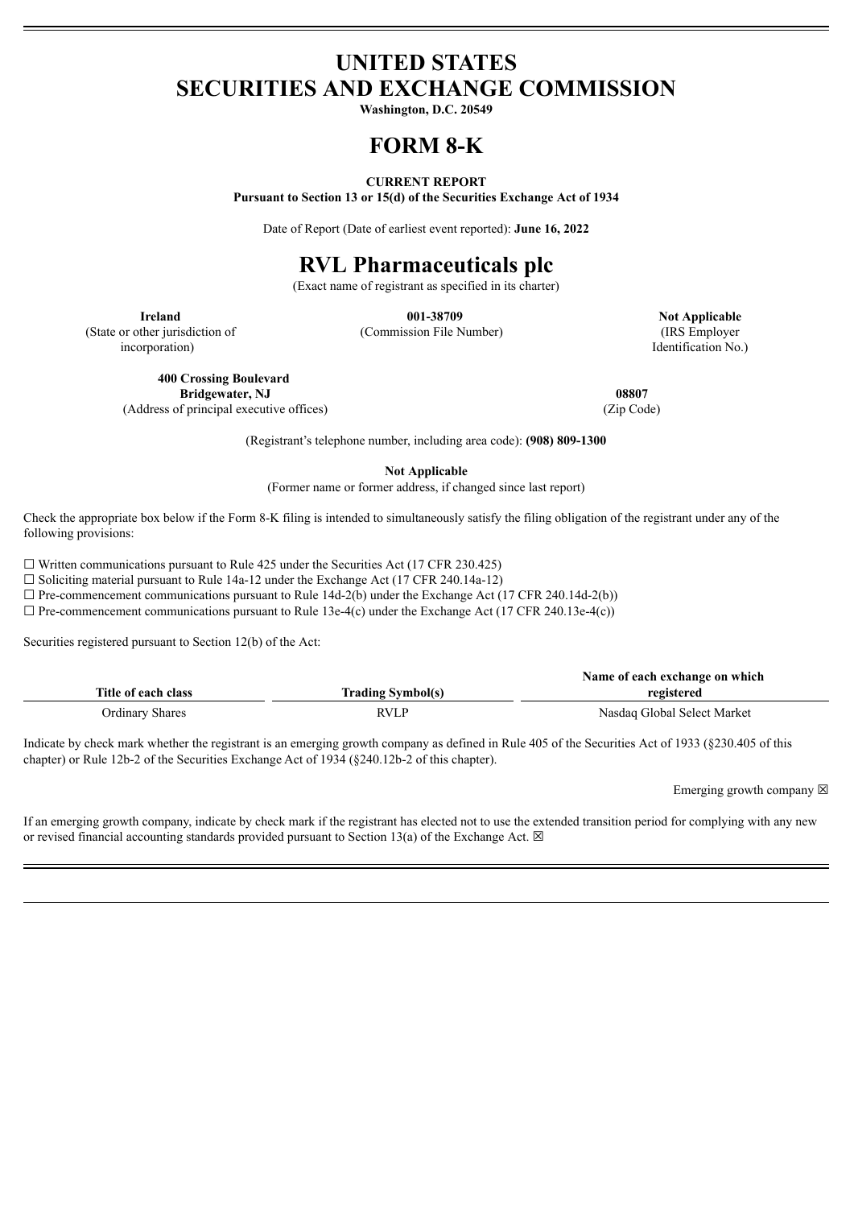# UNITED STATES
# SECURITIES AND EXCHANGE COMMISSION

**Washington, D.C. 20549**

# FORM 8-K

**CURRENT REPORT**

**Pursuant to Section 13 or 15(d) of the Securities Exchange Act of 1934**

Date of Report (Date of earliest event reported): **June 16, 2022**

# RVL Pharmaceuticals plc

(Exact name of registrant as specified in its charter)

| **Ireland** | **001-38709** | **Not Applicable** |
|---|---|---|
| (State or other jurisdiction of incorporation) | (Commission File Number) | (IRS Employer Identification No.) |

| **400 Crossing Boulevard Bridgewater, NJ** | **08807** |
|---|---|
| (Address of principal executive offices) | (Zip Code) |

(Registrant's telephone number, including area code): **(908) 809-1300**

**Not Applicable**

(Former name or former address, if changed since last report)

Check the appropriate box below if the Form 8-K filing is intended to simultaneously satisfy the filing obligation of the registrant under any of the following provisions:

☐ Written communications pursuant to Rule 425 under the Securities Act (17 CFR 230.425)

☐ Soliciting material pursuant to Rule 14a-12 under the Exchange Act (17 CFR 240.14a-12)

☐ Pre-commencement communications pursuant to Rule 14d-2(b) under the Exchange Act (17 CFR 240.14d-2(b))

☐ Pre-commencement communications pursuant to Rule 13e-4(c) under the Exchange Act (17 CFR 240.13e-4(c))

Securities registered pursuant to Section 12(b) of the Act:

| Title of each class | Trading Symbol(s) | Name of each exchange on which registered |
|---|---|---|
| Ordinary Shares | RVLP | Nasdaq Global Select Market |

Indicate by check mark whether the registrant is an emerging growth company as defined in Rule 405 of the Securities Act of 1933 (§230.405 of this chapter) or Rule 12b-2 of the Securities Exchange Act of 1934 (§240.12b-2 of this chapter).

Emerging growth company ☒

If an emerging growth company, indicate by check mark if the registrant has elected not to use the extended transition period for complying with any new or revised financial accounting standards provided pursuant to Section 13(a) of the Exchange Act. ☒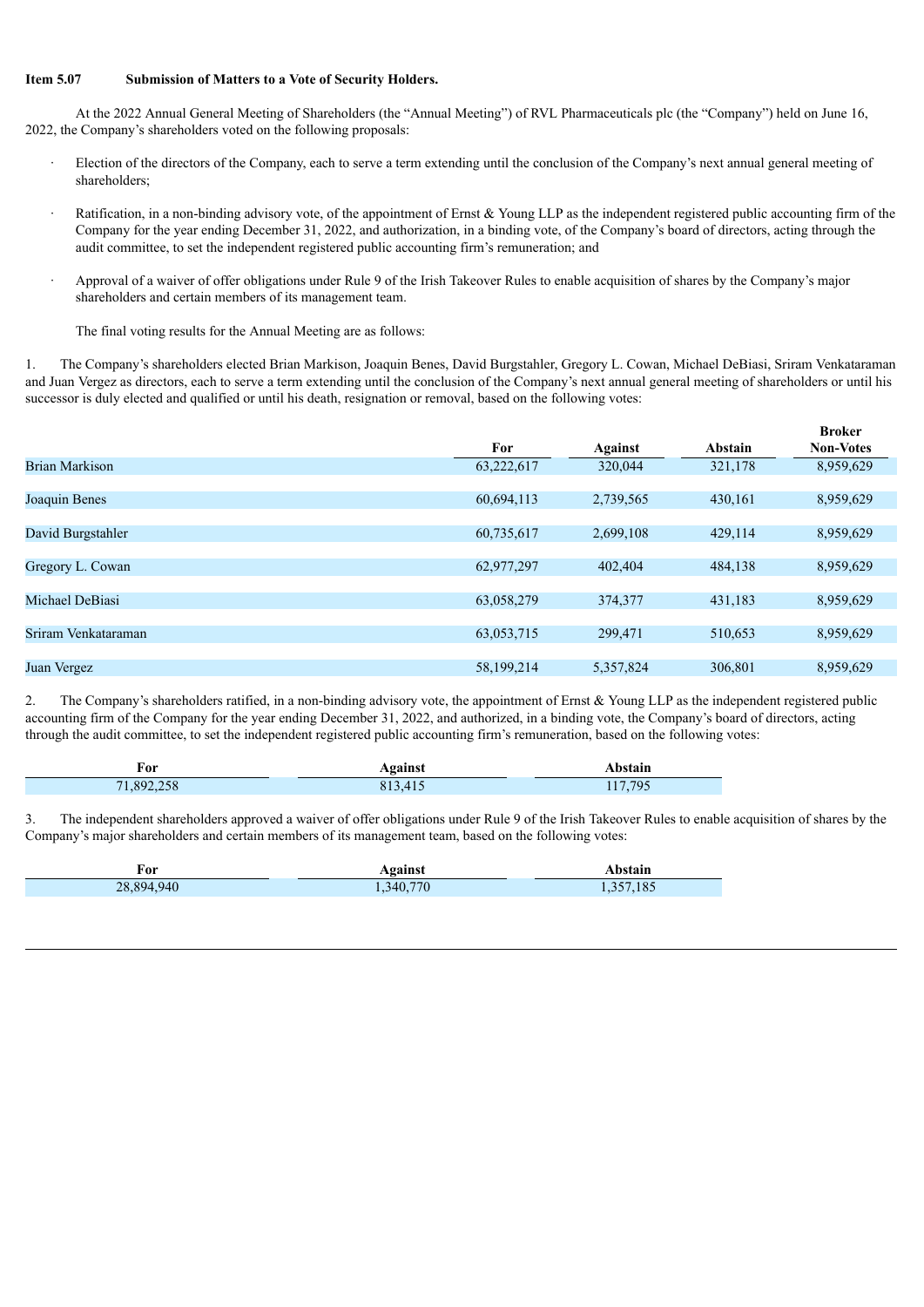**Item 5.07 Submission of Matters to a Vote of Security Holders.**

At the 2022 Annual General Meeting of Shareholders (the "Annual Meeting") of RVL Pharmaceuticals plc (the "Company") held on June 16, 2022, the Company's shareholders voted on the following proposals:

- Election of the directors of the Company, each to serve a term extending until the conclusion of the Company's next annual general meeting of shareholders;
- Ratification, in a non-binding advisory vote, of the appointment of Ernst & Young LLP as the independent registered public accounting firm of the Company for the year ending December 31, 2022, and authorization, in a binding vote, of the Company's board of directors, acting through the audit committee, to set the independent registered public accounting firm's remuneration; and
- Approval of a waiver of offer obligations under Rule 9 of the Irish Takeover Rules to enable acquisition of shares by the Company's major shareholders and certain members of its management team.

The final voting results for the Annual Meeting are as follows:

1. The Company's shareholders elected Brian Markison, Joaquin Benes, David Burgstahler, Gregory L. Cowan, Michael DeBiasi, Sriram Venkataraman and Juan Vergez as directors, each to serve a term extending until the conclusion of the Company's next annual general meeting of shareholders or until his successor is duly elected and qualified or until his death, resignation or removal, based on the following votes:

| | For | Against | Abstain | Broker Non-Votes |
|---|---|---|---|---|
| Brian Markison | 63,222,617 | 320,044 | 321,178 | 8,959,629 |
| Joaquin Benes | 60,694,113 | 2,739,565 | 430,161 | 8,959,629 |
| David Burgstahler | 60,735,617 | 2,699,108 | 429,114 | 8,959,629 |
| Gregory L. Cowan | 62,977,297 | 402,404 | 484,138 | 8,959,629 |
| Michael DeBiasi | 63,058,279 | 374,377 | 431,183 | 8,959,629 |
| Sriram Venkataraman | 63,053,715 | 299,471 | 510,653 | 8,959,629 |
| Juan Vergez | 58,199,214 | 5,357,824 | 306,801 | 8,959,629 |

2. The Company's shareholders ratified, in a non-binding advisory vote, the appointment of Ernst & Young LLP as the independent registered public accounting firm of the Company for the year ending December 31, 2022, and authorized, in a binding vote, the Company's board of directors, acting through the audit committee, to set the independent registered public accounting firm's remuneration, based on the following votes:

| For | Against | Abstain |
|---|---|---|
| 71,892,258 | 813,415 | 117,795 |

3. The independent shareholders approved a waiver of offer obligations under Rule 9 of the Irish Takeover Rules to enable acquisition of shares by the Company's major shareholders and certain members of its management team, based on the following votes:

| For | Against | Abstain |
|---|---|---|
| 28,894,940 | 1,340,770 | 1,357,185 |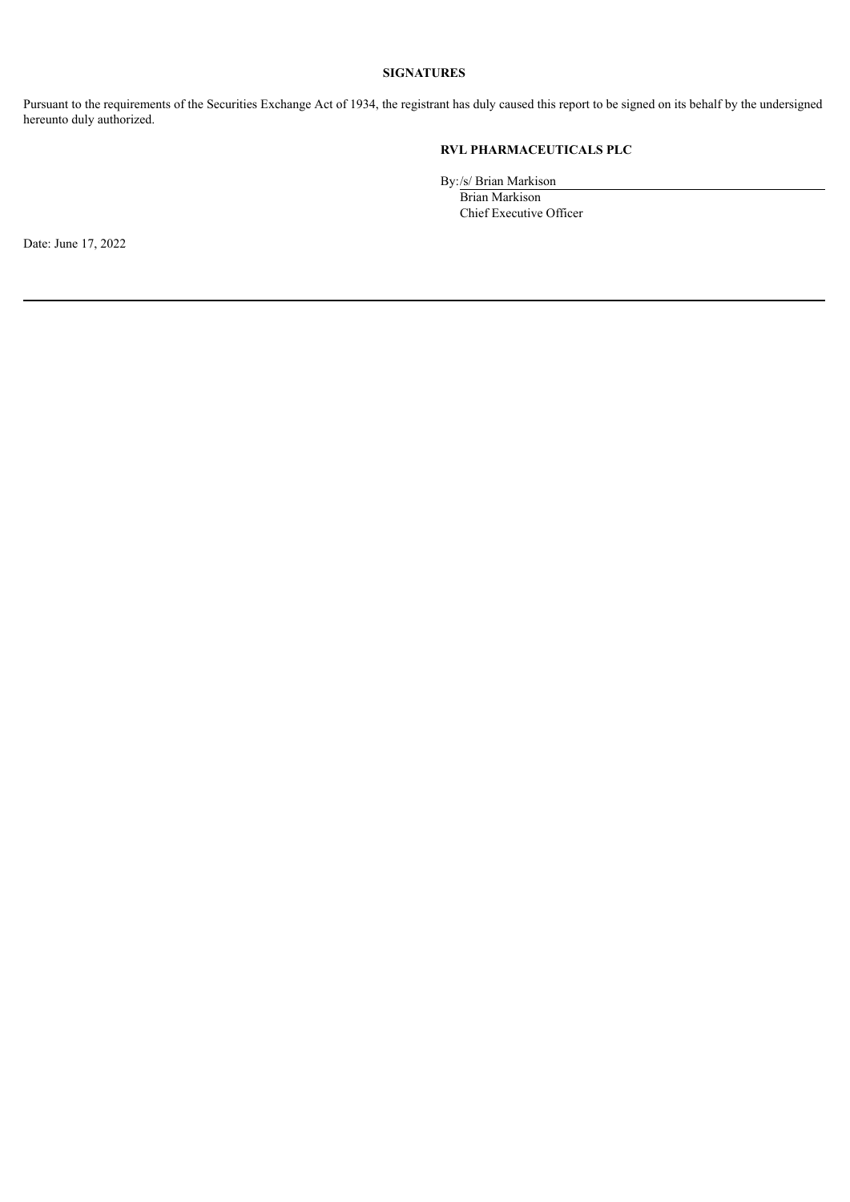**SIGNATURES**

Pursuant to the requirements of the Securities Exchange Act of 1934, the registrant has duly caused this report to be signed on its behalf by the undersigned hereunto duly authorized.

**RVL PHARMACEUTICALS PLC**

By: /s/ Brian Markison
Brian Markison
Chief Executive Officer

Date: June 17, 2022